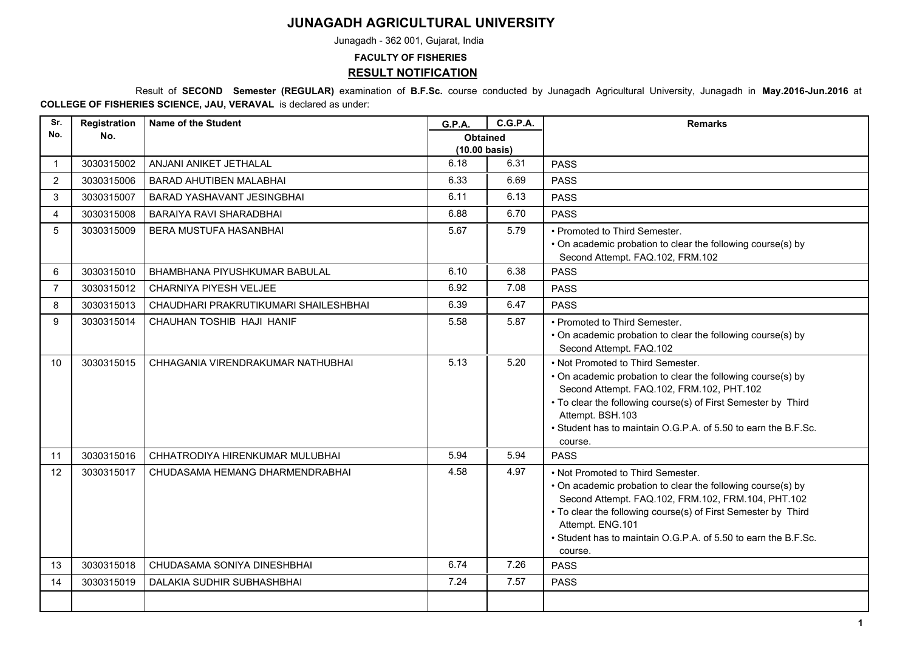# JUNAGADH AGRICULTURAL UNIVERSITY

Junagadh - 362 001, Gujarat, India

**FACULTY OF FISHERIES**

## RESULT NOTIFICATION

Result of **SECOND Semester (REGULAR)** examination of **B.F.Sc.** course conducted by Junagadh Agricultural University, Junagadh in **May.2016-Jun.2016** at **COLLEGE OF FISHERIES SCIENCE, JAU, VERAVAL** is declared as under:

| Sr. No. | Registration No. | Name of the Student | G.P.A. | C.G.P.A. | Remarks |
|---|---|---|---|---|---|
| | | | Obtained (10.00 basis) | | |
| 1 | 3030315002 | ANJANI ANIKET JETHALAL | 6.18 | 6.31 | PASS |
| 2 | 3030315006 | BARAD AHUTIBEN MALABHAI | 6.33 | 6.69 | PASS |
| 3 | 3030315007 | BARAD YASHAVANT JESINGBHAI | 6.11 | 6.13 | PASS |
| 4 | 3030315008 | BARAIYA RAVI SHARADBHAI | 6.88 | 6.70 | PASS |
| 5 | 3030315009 | BERA MUSTUFA HASANBHAI | 5.67 | 5.79 | • Promoted to Third Semester. • On academic probation to clear the following course(s) by Second Attempt. FAQ.102, FRM.102 |
| 6 | 3030315010 | BHAMBHANA PIYUSHKUMAR BABULAL | 6.10 | 6.38 | PASS |
| 7 | 3030315012 | CHARNIYA PIYESH VELJEE | 6.92 | 7.08 | PASS |
| 8 | 3030315013 | CHAUDHARI PRAKRUTIKUMARI SHAILESHBHAI | 6.39 | 6.47 | PASS |
| 9 | 3030315014 | CHAUHAN TOSHIB HAJI HANIF | 5.58 | 5.87 | • Promoted to Third Semester. • On academic probation to clear the following course(s) by Second Attempt. FAQ.102 |
| 10 | 3030315015 | CHHAGANIA VIRENDRAKUMAR NATHUBHAI | 5.13 | 5.20 | • Not Promoted to Third Semester. • On academic probation to clear the following course(s) by Second Attempt. FAQ.102, FRM.102, PHT.102 • To clear the following course(s) of First Semester by Third Attempt. BSH.103 • Student has to maintain O.G.P.A. of 5.50 to earn the B.F.Sc. course. |
| 11 | 3030315016 | CHHATRODIYA HIRENKUMAR MULUBHAI | 5.94 | 5.94 | PASS |
| 12 | 3030315017 | CHUDASAMA HEMANG DHARMENDRABHAI | 4.58 | 4.97 | • Not Promoted to Third Semester. • On academic probation to clear the following course(s) by Second Attempt. FAQ.102, FRM.102, FRM.104, PHT.102 • To clear the following course(s) of First Semester by Third Attempt. ENG.101 • Student has to maintain O.G.P.A. of 5.50 to earn the B.F.Sc. course. |
| 13 | 3030315018 | CHUDASAMA SONIYA DINESHBHAI | 6.74 | 7.26 | PASS |
| 14 | 3030315019 | DALAKIA SUDHIR SUBHASHBHAI | 7.24 | 7.57 | PASS |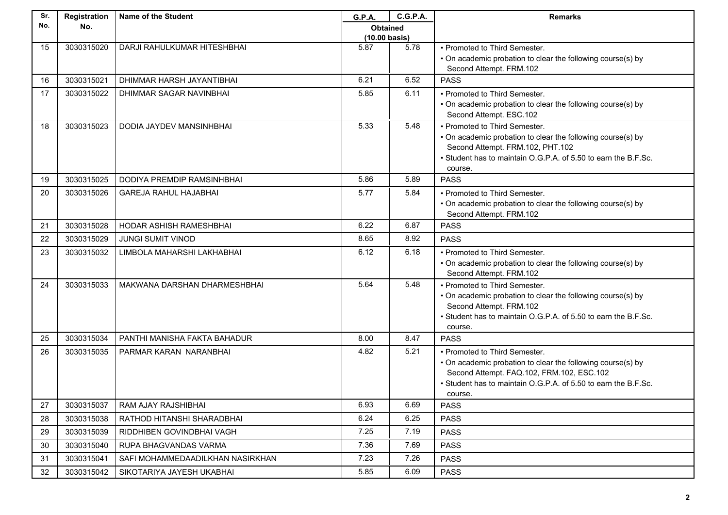| Sr. No. | Registration No. | Name of the Student | G.P.A. | C.G.P.A. | Remarks |
|---|---|---|---|---|---|
| | | | Obtained (10.00 basis) | | |
| 15 | 3030315020 | DARJI RAHULKUMAR HITESHBHAI | 5.87 | 5.78 | • Promoted to Third Semester.<br>• On academic probation to clear the following course(s) by Second Attempt. FRM.102 |
| 16 | 3030315021 | DHIMMAR HARSH JAYANTIBHAI | 6.21 | 6.52 | PASS |
| 17 | 3030315022 | DHIMMAR SAGAR NAVINBHAI | 5.85 | 6.11 | • Promoted to Third Semester.<br>• On academic probation to clear the following course(s) by Second Attempt. ESC.102 |
| 18 | 3030315023 | DODIA JAYDEV MANSINHBHAI | 5.33 | 5.48 | • Promoted to Third Semester.<br>• On academic probation to clear the following course(s) by Second Attempt. FRM.102, PHT.102<br>• Student has to maintain O.G.P.A. of 5.50 to earn the B.F.Sc. course. |
| 19 | 3030315025 | DODIYA PREMDIP RAMSINHBHAI | 5.86 | 5.89 | PASS |
| 20 | 3030315026 | GAREJA RAHUL HAJABHAI | 5.77 | 5.84 | • Promoted to Third Semester.<br>• On academic probation to clear the following course(s) by Second Attempt. FRM.102 |
| 21 | 3030315028 | HODAR ASHISH RAMESHBHAI | 6.22 | 6.87 | PASS |
| 22 | 3030315029 | JUNGI SUMIT VINOD | 8.65 | 8.92 | PASS |
| 23 | 3030315032 | LIMBOLA MAHARSHI LAKHABHAI | 6.12 | 6.18 | • Promoted to Third Semester.<br>• On academic probation to clear the following course(s) by Second Attempt. FRM.102 |
| 24 | 3030315033 | MAKWANA DARSHAN DHARMESHBHAI | 5.64 | 5.48 | • Promoted to Third Semester.<br>• On academic probation to clear the following course(s) by Second Attempt. FRM.102<br>• Student has to maintain O.G.P.A. of 5.50 to earn the B.F.Sc. course. |
| 25 | 3030315034 | PANTHI MANISHA FAKTA BAHADUR | 8.00 | 8.47 | PASS |
| 26 | 3030315035 | PARMAR KARAN NARANBHAI | 4.82 | 5.21 | • Promoted to Third Semester.<br>• On academic probation to clear the following course(s) by Second Attempt. FAQ.102, FRM.102, ESC.102<br>• Student has to maintain O.G.P.A. of 5.50 to earn the B.F.Sc. course. |
| 27 | 3030315037 | RAM AJAY RAJSHIBHAI | 6.93 | 6.69 | PASS |
| 28 | 3030315038 | RATHOD HITANSHI SHARADBHAI | 6.24 | 6.25 | PASS |
| 29 | 3030315039 | RIDDHIBEN GOVINDBHAI VAGH | 7.25 | 7.19 | PASS |
| 30 | 3030315040 | RUPA BHAGVANDAS VARMA | 7.36 | 7.69 | PASS |
| 31 | 3030315041 | SAFI MOHAMMEDAADILKHAN NASIRKHAN | 7.23 | 7.26 | PASS |
| 32 | 3030315042 | SIKOTARIYA JAYESH UKABHAI | 5.85 | 6.09 | PASS |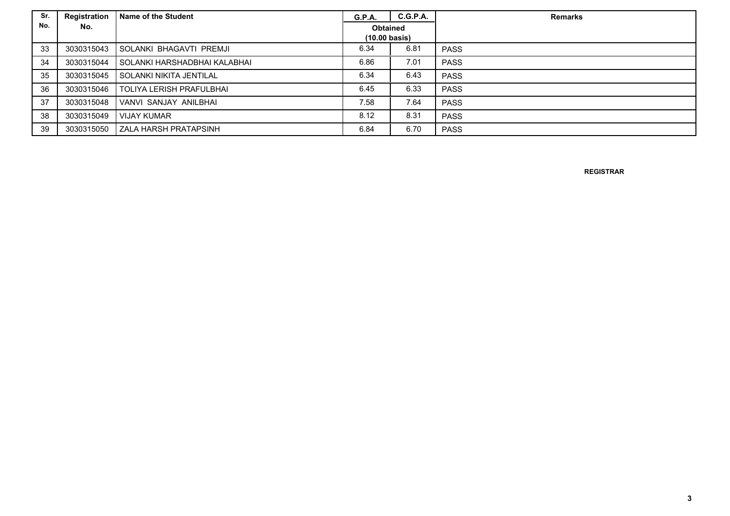| Sr. No. | Registration No. | Name of the Student | G.P.A. | C.G.P.A. | Remarks |
|---|---|---|---|---|---|
| | | | Obtained (10.00 basis) | | |
| 33 | 3030315043 | SOLANKI BHAGAVTI PREMJI | 6.34 | 6.81 | PASS |
| 34 | 3030315044 | SOLANKI HARSHADBHAI KALABHAI | 6.86 | 7.01 | PASS |
| 35 | 3030315045 | SOLANKI NIKITA JENTILAL | 6.34 | 6.43 | PASS |
| 36 | 3030315046 | TOLIYA LERISH PRAFULBHAI | 6.45 | 6.33 | PASS |
| 37 | 3030315048 | VANVI SANJAY ANILBHAI | 7.58 | 7.64 | PASS |
| 38 | 3030315049 | VIJAY KUMAR | 8.12 | 8.31 | PASS |
| 39 | 3030315050 | ZALA HARSH PRATAPSINH | 6.84 | 6.70 | PASS |

**REGISTRAR**